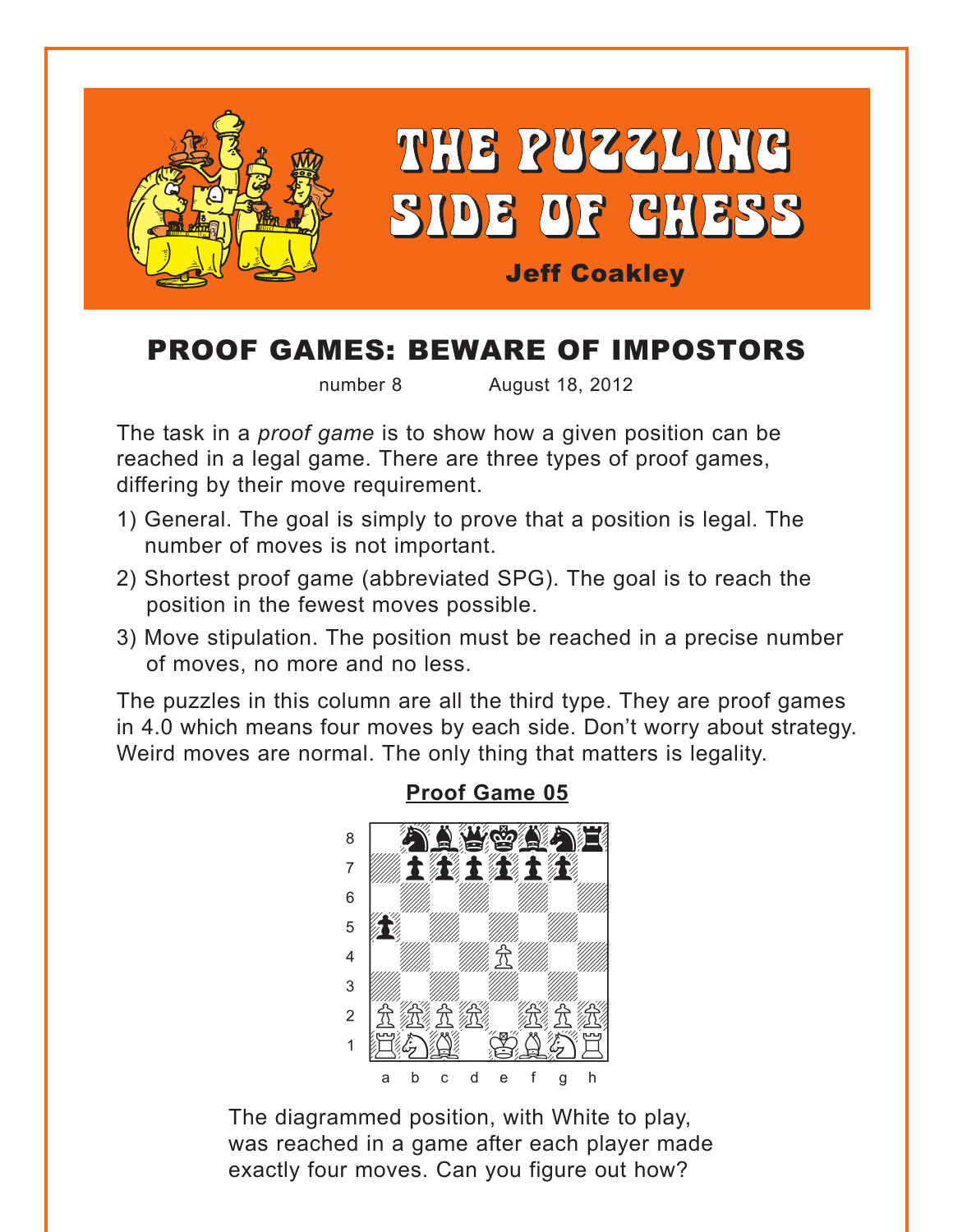# THE PUZZLING SIDE OF CHESS

**Jeff Coakley**

## PROOF GAMES: BEWARE OF IMPOSTORS

number 8 August 18, 2012

The task in a *proof game* is to show how a given position can be reached in a legal game. There are three types of proof games, differing by their move requirement.

1) General. The goal is simply to prove that a position is legal. The number of moves is not important.
2) Shortest proof game (abbreviated SPG). The goal is to reach the position in the fewest moves possible.
3) Move stipulation. The position must be reached in a precise number of moves, no more and no less.

The puzzles in this column are all the third type. They are proof games in 4.0 which means four moves by each side. Don't worry about strategy. Weird moves are normal. The only thing that matters is legality.

### Proof Game 05

The diagrammed position, with White to play, was reached in a game after each player made exactly four moves. Can you figure out how?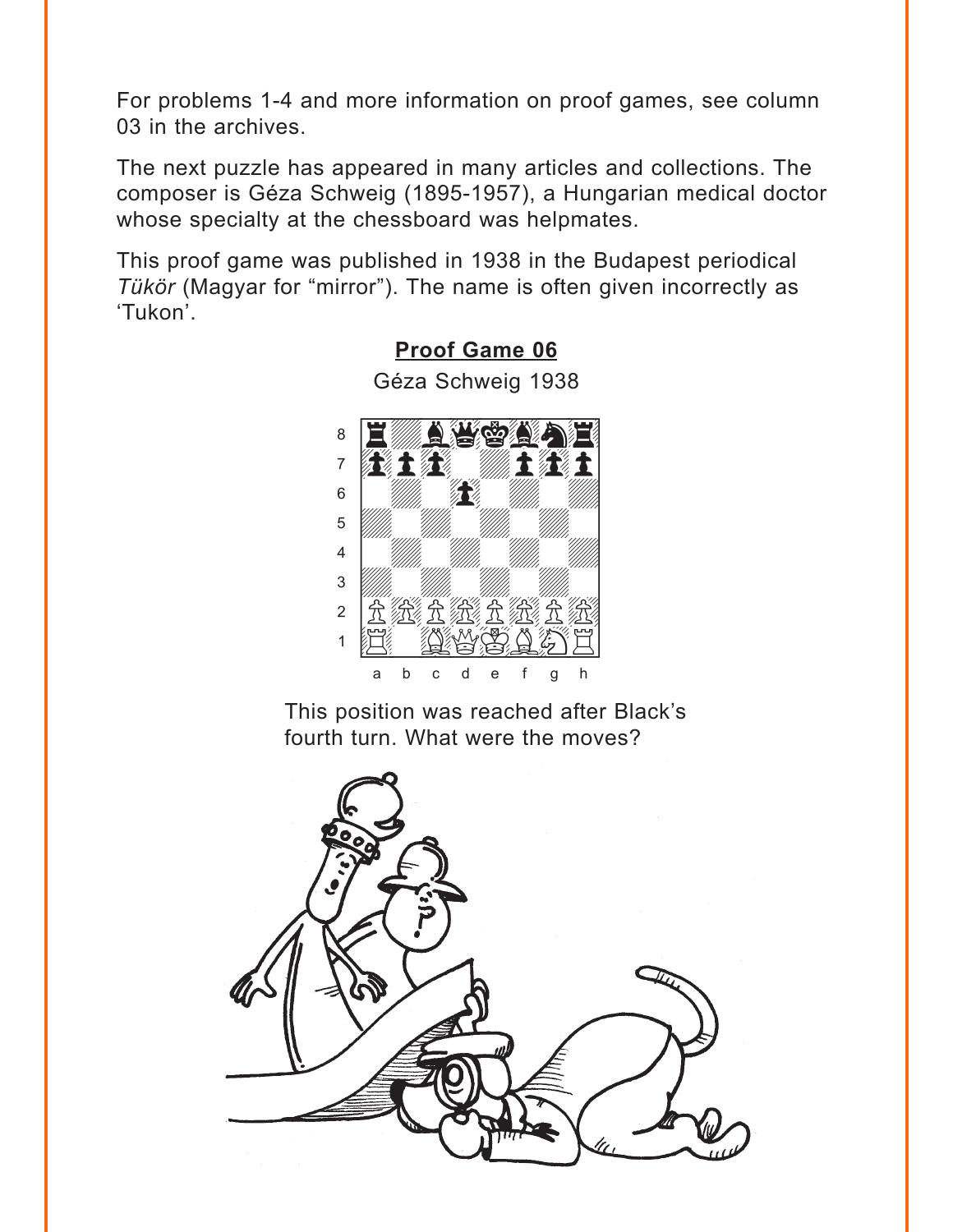For problems 1-4 and more information on proof games, see column 03 in the archives.

The next puzzle has appeared in many articles and collections. The composer is Géza Schweig (1895-1957), a Hungarian medical doctor whose specialty at the chessboard was helpmates.

This proof game was published in 1938 in the Budapest periodical *Tükör* (Magyar for “mirror”). The name is often given incorrectly as ‘Tukon’.

**Proof Game 06**

Géza Schweig 1938

This position was reached after Black’s fourth turn. What were the moves?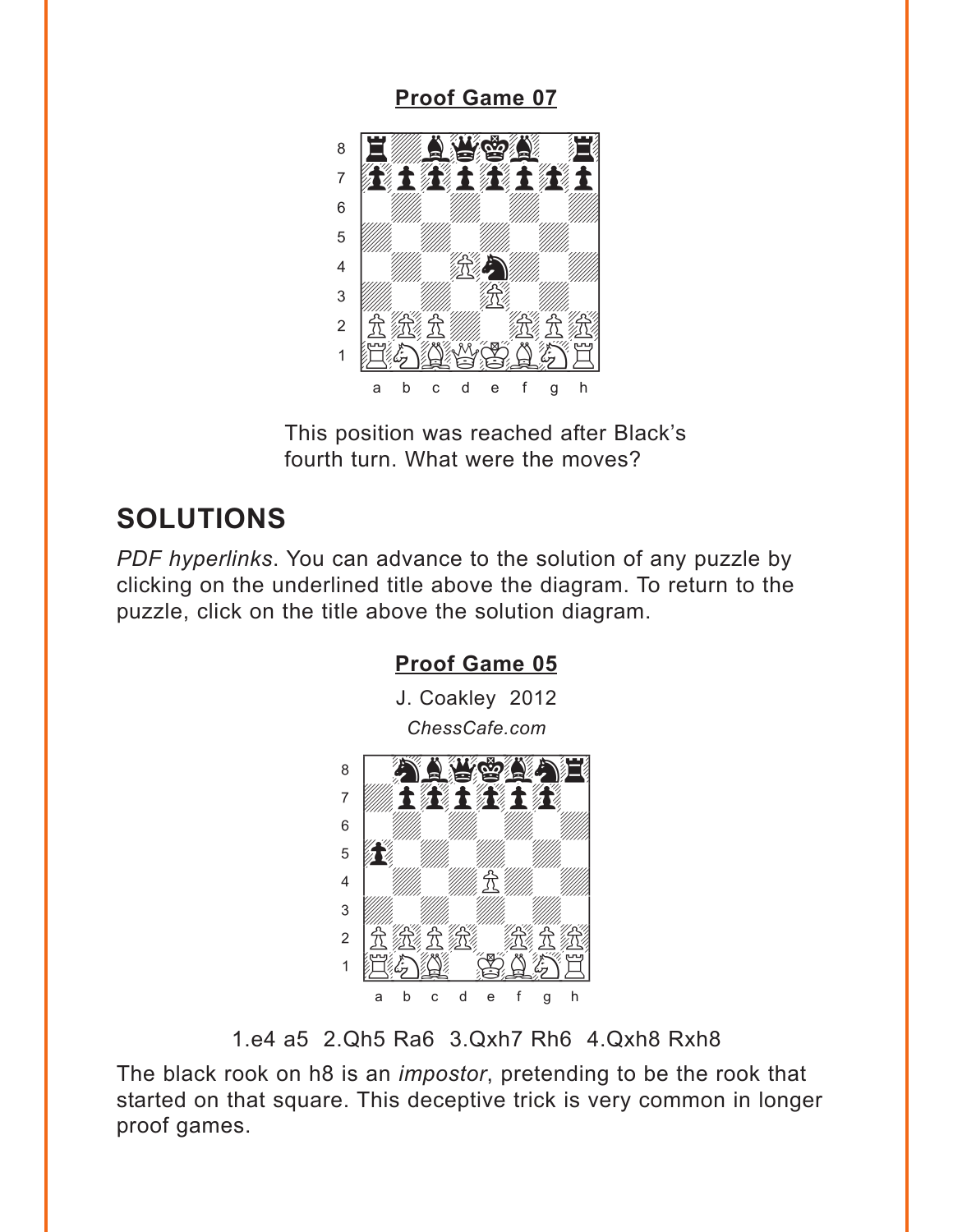**Proof Game 07**

This position was reached after Black's fourth turn. What were the moves?

## SOLUTIONS

*PDF hyperlinks*. You can advance to the solution of any puzzle by clicking on the underlined title above the diagram. To return to the puzzle, click on the title above the solution diagram.

**Proof Game 05**

J. Coakley 2012

*ChessCafe.com*

1.e4 a5 2.Qh5 Ra6 3.Qxh7 Rh6 4.Qxh8 Rxh8

The black rook on h8 is an *impostor*, pretending to be the rook that started on that square. This deceptive trick is very common in longer proof games.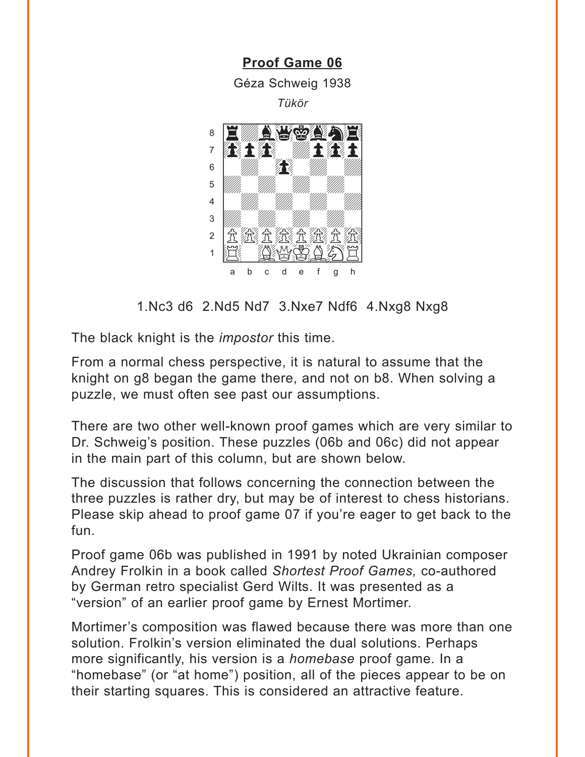**Proof Game 06**

Géza Schweig 1938

*Tükör*

1.Nc3 d6 2.Nd5 Nd7 3.Nxe7 Ndf6 4.Nxg8 Nxg8

The black knight is the *impostor* this time.

From a normal chess perspective, it is natural to assume that the knight on g8 began the game there, and not on b8. When solving a puzzle, we must often see past our assumptions.

There are two other well-known proof games which are very similar to Dr. Schweig's position. These puzzles (06b and 06c) did not appear in the main part of this column, but are shown below.

The discussion that follows concerning the connection between the three puzzles is rather dry, but may be of interest to chess historians. Please skip ahead to proof game 07 if you're eager to get back to the fun.

Proof game 06b was published in 1991 by noted Ukrainian composer Andrey Frolkin in a book called *Shortest Proof Games,* co-authored by German retro specialist Gerd Wilts. It was presented as a "version" of an earlier proof game by Ernest Mortimer.

Mortimer's composition was flawed because there was more than one solution. Frolkin's version eliminated the dual solutions. Perhaps more significantly, his version is a *homebase* proof game. In a "homebase" (or "at home") position, all of the pieces appear to be on their starting squares. This is considered an attractive feature.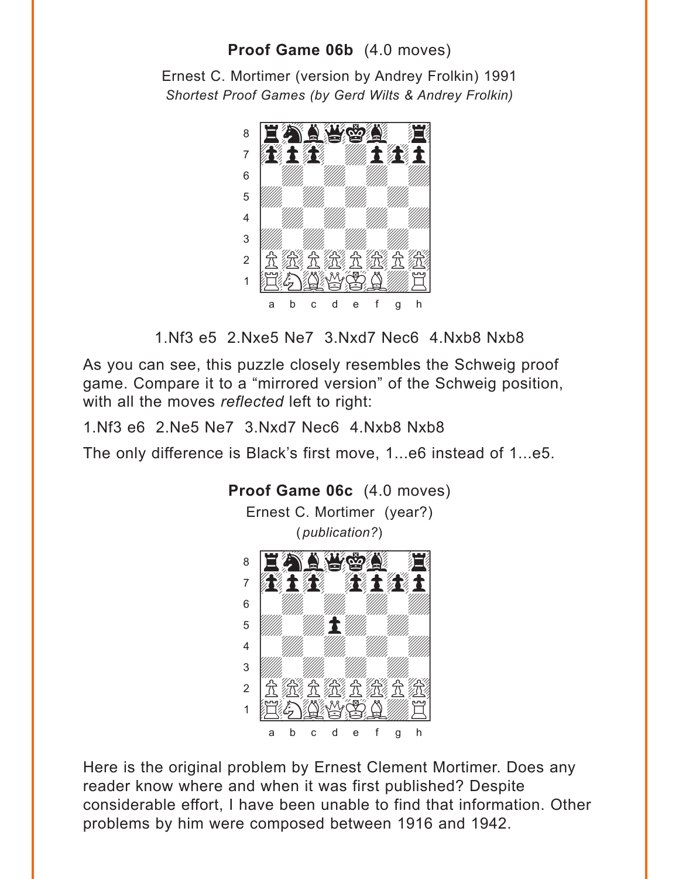**Proof Game 06b** (4.0 moves)

Ernest C. Mortimer (version by Andrey Frolkin) 1991
*Shortest Proof Games (by Gerd Wilts & Andrey Frolkin)*

1.Nf3 e5 2.Nxe5 Ne7 3.Nxd7 Nec6 4.Nxb8 Nxb8

As you can see, this puzzle closely resembles the Schweig proof game. Compare it to a "mirrored version" of the Schweig position, with all the moves *reflected* left to right:

1.Nf3 e6 2.Ne5 Ne7 3.Nxd7 Nec6 4.Nxb8 Nxb8

The only difference is Black's first move, 1...e6 instead of 1...e5.

**Proof Game 06c** (4.0 moves)

Ernest C. Mortimer (year?)
(*publication?*)

Here is the original problem by Ernest Clement Mortimer. Does any reader know where and when it was first published? Despite considerable effort, I have been unable to find that information. Other problems by him were composed between 1916 and 1942.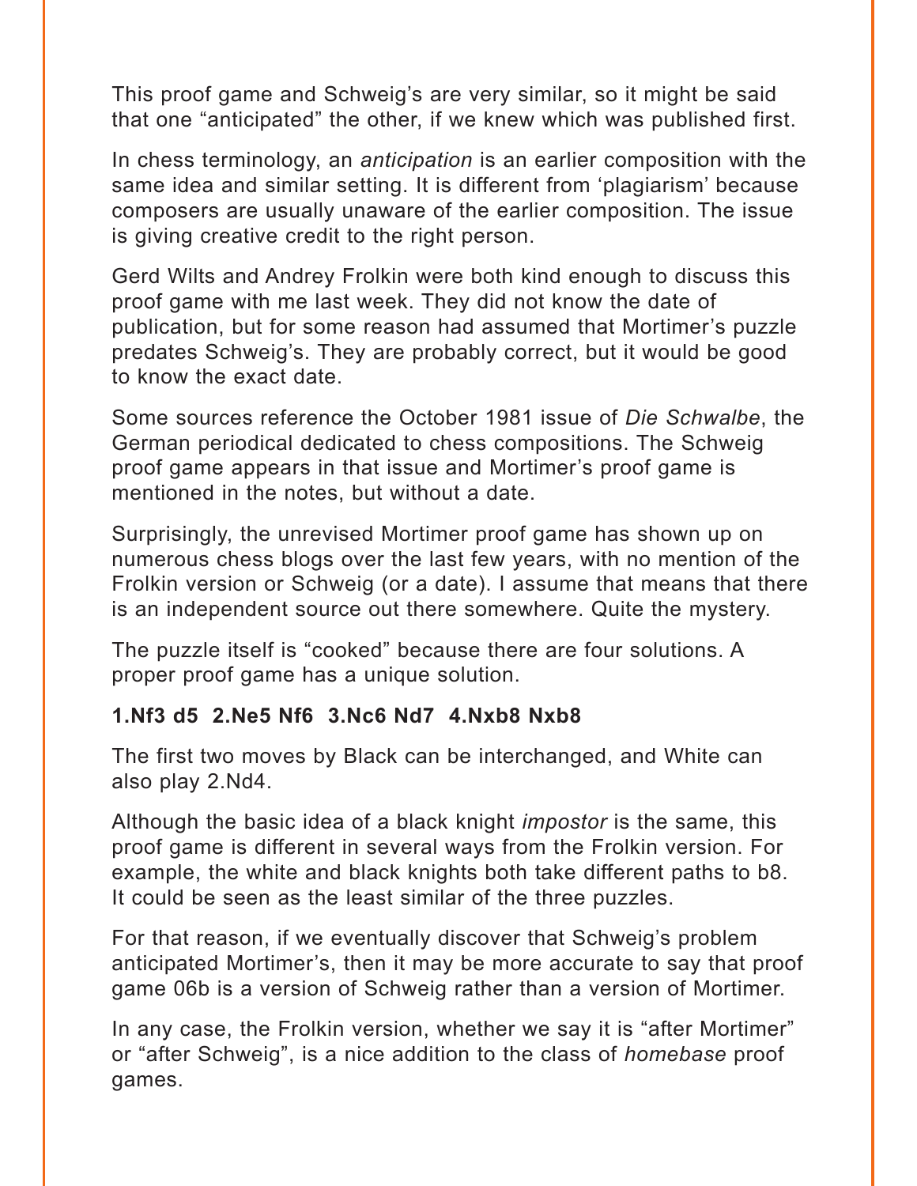This proof game and Schweig's are very similar, so it might be said that one "anticipated" the other, if we knew which was published first.

In chess terminology, an *anticipation* is an earlier composition with the same idea and similar setting. It is different from 'plagiarism' because composers are usually unaware of the earlier composition. The issue is giving creative credit to the right person.

Gerd Wilts and Andrey Frolkin were both kind enough to discuss this proof game with me last week. They did not know the date of publication, but for some reason had assumed that Mortimer's puzzle predates Schweig's. They are probably correct, but it would be good to know the exact date.

Some sources reference the October 1981 issue of *Die Schwalbe*, the German periodical dedicated to chess compositions. The Schweig proof game appears in that issue and Mortimer's proof game is mentioned in the notes, but without a date.

Surprisingly, the unrevised Mortimer proof game has shown up on numerous chess blogs over the last few years, with no mention of the Frolkin version or Schweig (or a date). I assume that means that there is an independent source out there somewhere. Quite the mystery.

The puzzle itself is "cooked" because there are four solutions. A proper proof game has a unique solution.

**1.Nf3 d5 2.Ne5 Nf6 3.Nc6 Nd7 4.Nxb8 Nxb8**

The first two moves by Black can be interchanged, and White can also play 2.Nd4.

Although the basic idea of a black knight *impostor* is the same, this proof game is different in several ways from the Frolkin version. For example, the white and black knights both take different paths to b8. It could be seen as the least similar of the three puzzles.

For that reason, if we eventually discover that Schweig's problem anticipated Mortimer's, then it may be more accurate to say that proof game 06b is a version of Schweig rather than a version of Mortimer.

In any case, the Frolkin version, whether we say it is "after Mortimer" or "after Schweig", is a nice addition to the class of *homebase* proof games.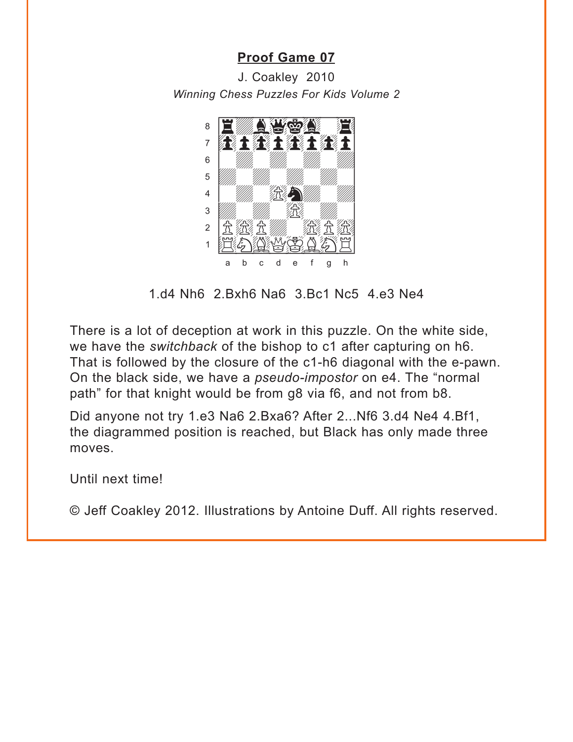## Proof Game 07

J. Coakley 2010

*Winning Chess Puzzles For Kids Volume 2*

1.d4 Nh6 2.Bxh6 Na6 3.Bc1 Nc5 4.e3 Ne4

There is a lot of deception at work in this puzzle. On the white side, we have the *switchback* of the bishop to c1 after capturing on h6. That is followed by the closure of the c1-h6 diagonal with the e-pawn. On the black side, we have a *pseudo-impostor* on e4. The "normal path" for that knight would be from g8 via f6, and not from b8.

Did anyone not try 1.e3 Na6 2.Bxa6? After 2...Nf6 3.d4 Ne4 4.Bf1, the diagrammed position is reached, but Black has only made three moves.

Until next time!

© Jeff Coakley 2012. Illustrations by Antoine Duff. All rights reserved.